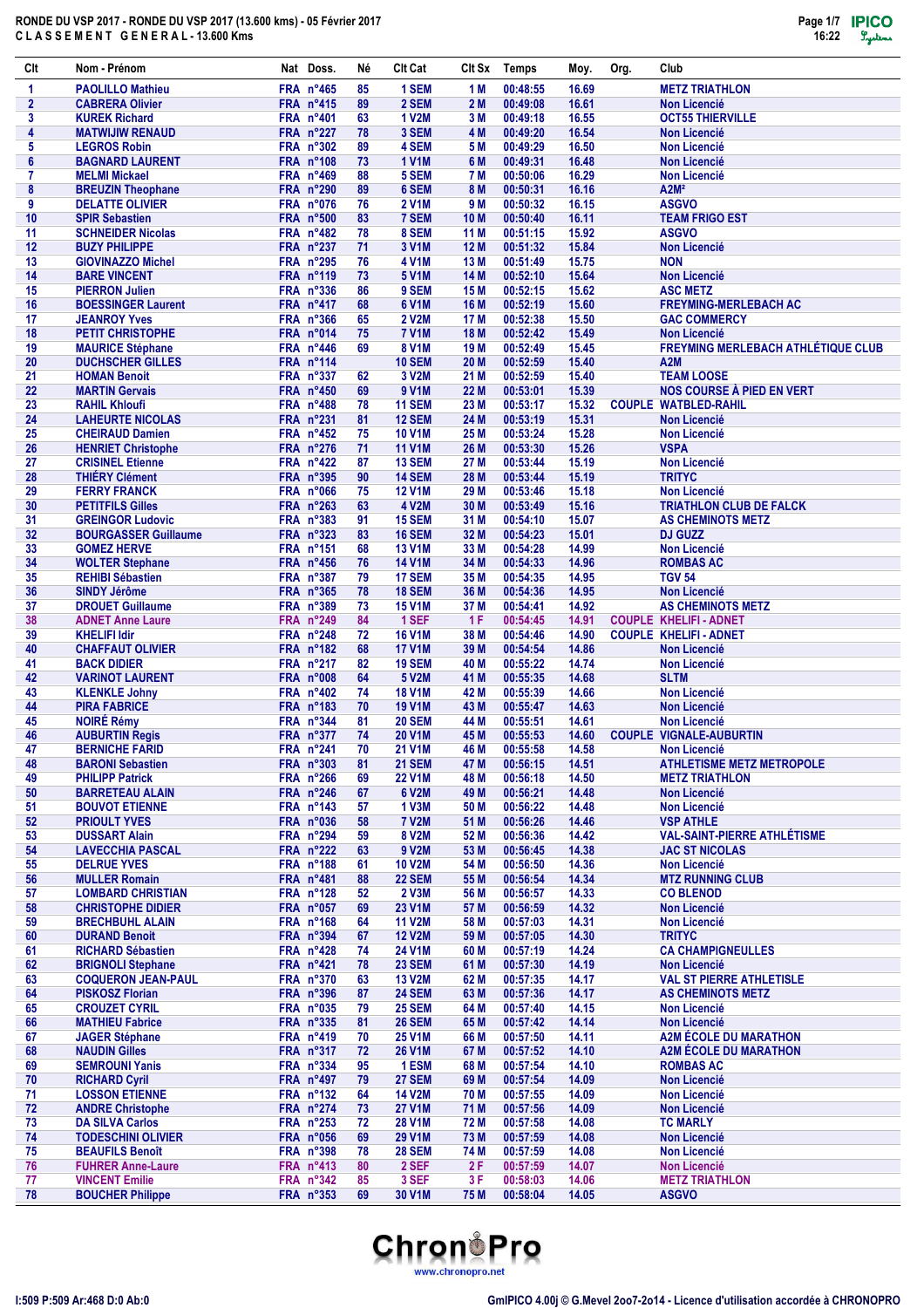# RONDE DU VSP 2017 - RONDE DU VSP 2017 (13.600 kms) - 05 Février 2017

## CLASSEMENT GENERAL - 13.600 Kms

| Clt | Nom - Prénom | Nat | Doss. | Né | Clt Cat | Clt Sx | Temps | Moy. | Org. | Club |
|---|---|---|---|---|---|---|---|---|---|---|
| 1 | PAOLILLO Mathieu | FRA | n°465 | 85 | 1 SEM | 1 M | 00:48:55 | 16.69 | | METZ TRIATHLON |
| 2 | CABRERA Olivier | FRA | n°415 | 89 | 2 SEM | 2 M | 00:49:08 | 16.61 | | Non Licencié |
| 3 | KUREK Richard | FRA | n°401 | 63 | 1 V2M | 3 M | 00:49:18 | 16.55 | | OCT55 THIERVILLE |
| 4 | MATWIJIW RENAUD | FRA | n°227 | 78 | 3 SEM | 4 M | 00:49:20 | 16.54 | | Non Licencié |
| 5 | LEGROS Robin | FRA | n°302 | 89 | 4 SEM | 5 M | 00:49:29 | 16.50 | | Non Licencié |
| 6 | BAGNARD LAURENT | FRA | n°108 | 73 | 1 V1M | 6 M | 00:49:31 | 16.48 | | Non Licencié |
| 7 | MELMI Mickael | FRA | n°469 | 88 | 5 SEM | 7 M | 00:50:06 | 16.29 | | Non Licencié |
| 8 | BREUZIN Theophane | FRA | n°290 | 89 | 6 SEM | 8 M | 00:50:31 | 16.16 | | A2M² |
| 9 | DELATTE OLIVIER | FRA | n°076 | 76 | 2 V1M | 9 M | 00:50:32 | 16.15 | | ASGVO |
| 10 | SPIR Sebastien | FRA | n°500 | 83 | 7 SEM | 10 M | 00:50:40 | 16.11 | | TEAM FRIGO EST |
| 11 | SCHNEIDER Nicolas | FRA | n°482 | 78 | 8 SEM | 11 M | 00:51:15 | 15.92 | | ASGVO |
| 12 | BUZY PHILIPPE | FRA | n°237 | 71 | 3 V1M | 12 M | 00:51:32 | 15.84 | | Non Licencié |
| 13 | GIOVINAZZO Michel | FRA | n°295 | 76 | 4 V1M | 13 M | 00:51:49 | 15.75 | | NON |
| 14 | BARE VINCENT | FRA | n°119 | 73 | 5 V1M | 14 M | 00:52:10 | 15.64 | | Non Licencié |
| 15 | PIERRON Julien | FRA | n°336 | 86 | 9 SEM | 15 M | 00:52:15 | 15.62 | | ASC METZ |
| 16 | BOESSINGER Laurent | FRA | n°417 | 68 | 6 V1M | 16 M | 00:52:19 | 15.60 | | FREYMING-MERLEBACH AC |
| 17 | JEANROY Yves | FRA | n°366 | 65 | 2 V2M | 17 M | 00:52:38 | 15.50 | | GAC COMMERCY |
| 18 | PETIT CHRISTOPHE | FRA | n°014 | 75 | 7 V1M | 18 M | 00:52:42 | 15.49 | | Non Licencié |
| 19 | MAURICE Stéphane | FRA | n°446 | 69 | 8 V1M | 19 M | 00:52:49 | 15.45 | | FREYMING MERLEBACH ATHLÉTIQUE CLUB |
| 20 | DUCHSCHER GILLES | FRA | n°114 | | 10 SEM | 20 M | 00:52:59 | 15.40 | | A2M |
| 21 | HOMAN Benoit | FRA | n°337 | 62 | 3 V2M | 21 M | 00:52:59 | 15.40 | | TEAM LOOSE |
| 22 | MARTIN Gervais | FRA | n°450 | 69 | 9 V1M | 22 M | 00:53:01 | 15.39 | | NOS COURSE À PIED EN VERT |
| 23 | RAHIL Khloufi | FRA | n°488 | 78 | 11 SEM | 23 M | 00:53:17 | 15.32 | COUPLE | WATBLED-RAHIL |
| 24 | LAHEURTE NICOLAS | FRA | n°231 | 81 | 12 SEM | 24 M | 00:53:19 | 15.31 | | Non Licencié |
| 25 | CHEIRAUD Damien | FRA | n°452 | 75 | 10 V1M | 25 M | 00:53:24 | 15.28 | | Non Licencié |
| 26 | HENRIET Christophe | FRA | n°276 | 71 | 11 V1M | 26 M | 00:53:30 | 15.26 | | VSPA |
| 27 | CRISINEL Etienne | FRA | n°422 | 87 | 13 SEM | 27 M | 00:53:44 | 15.19 | | Non Licencié |
| 28 | THIÉRY Clément | FRA | n°395 | 90 | 14 SEM | 28 M | 00:53:44 | 15.19 | | TRITYC |
| 29 | FERRY FRANCK | FRA | n°066 | 75 | 12 V1M | 29 M | 00:53:46 | 15.18 | | Non Licencié |
| 30 | PETITFILS Gilles | FRA | n°263 | 63 | 4 V2M | 30 M | 00:53:49 | 15.16 | | TRIATHLON CLUB DE FALCK |
| 31 | GREINGOR Ludovic | FRA | n°383 | 91 | 15 SEM | 31 M | 00:54:10 | 15.07 | | AS CHEMINOTS METZ |
| 32 | BOURGASSER Guillaume | FRA | n°323 | 83 | 16 SEM | 32 M | 00:54:23 | 15.01 | | DJ GUZZ |
| 33 | GOMEZ HERVE | FRA | n°151 | 68 | 13 V1M | 33 M | 00:54:28 | 14.99 | | Non Licencié |
| 34 | WOLTER Stephane | FRA | n°456 | 76 | 14 V1M | 34 M | 00:54:33 | 14.96 | | ROMBAS AC |
| 35 | REHIBI Sébastien | FRA | n°387 | 79 | 17 SEM | 35 M | 00:54:35 | 14.95 | | TGV 54 |
| 36 | SINDY Jérôme | FRA | n°365 | 78 | 18 SEM | 36 M | 00:54:36 | 14.95 | | Non Licencié |
| 37 | DROUET Guillaume | FRA | n°389 | 73 | 15 V1M | 37 M | 00:54:41 | 14.92 | | AS CHEMINOTS METZ |
| 38 | ADNET Anne Laure | FRA | n°249 | 84 | 1 SEF | 1 F | 00:54:45 | 14.91 | COUPLE | KHELIFI - ADNET |
| 39 | KHELIFI Idir | FRA | n°248 | 72 | 16 V1M | 38 M | 00:54:46 | 14.90 | COUPLE | KHELIFI - ADNET |
| 40 | CHAFFAUT OLIVIER | FRA | n°182 | 68 | 17 V1M | 39 M | 00:54:54 | 14.86 | | Non Licencié |
| 41 | BACK DIDIER | FRA | n°217 | 82 | 19 SEM | 40 M | 00:55:22 | 14.74 | | Non Licencié |
| 42 | VARINOT LAURENT | FRA | n°008 | 64 | 5 V2M | 41 M | 00:55:35 | 14.68 | | SLTM |
| 43 | KLENKLE Johny | FRA | n°402 | 74 | 18 V1M | 42 M | 00:55:39 | 14.66 | | Non Licencié |
| 44 | PIRA FABRICE | FRA | n°183 | 70 | 19 V1M | 43 M | 00:55:47 | 14.63 | | Non Licencié |
| 45 | NOIRÉ Rémy | FRA | n°344 | 81 | 20 SEM | 44 M | 00:55:51 | 14.61 | | Non Licencié |
| 46 | AUBURTIN Regis | FRA | n°377 | 74 | 20 V1M | 45 M | 00:55:53 | 14.60 | COUPLE | VIGNALE-AUBURTIN |
| 47 | BERNICHE FARID | FRA | n°241 | 70 | 21 V1M | 46 M | 00:55:58 | 14.58 | | Non Licencié |
| 48 | BARONI Sebastien | FRA | n°303 | 81 | 21 SEM | 47 M | 00:56:15 | 14.51 | | ATHLETISME METZ METROPOLE |
| 49 | PHILIPP Patrick | FRA | n°266 | 69 | 22 V1M | 48 M | 00:56:18 | 14.50 | | METZ TRIATHLON |
| 50 | BARRETEAU ALAIN | FRA | n°246 | 67 | 6 V2M | 49 M | 00:56:21 | 14.48 | | Non Licencié |
| 51 | BOUVOT ETIENNE | FRA | n°143 | 57 | 1 V3M | 50 M | 00:56:22 | 14.48 | | Non Licencié |
| 52 | PRIOULT YVES | FRA | n°036 | 58 | 7 V2M | 51 M | 00:56:26 | 14.46 | | VSP ATHLE |
| 53 | DUSSART Alain | FRA | n°294 | 59 | 8 V2M | 52 M | 00:56:36 | 14.42 | | VAL-SAINT-PIERRE ATHLÉTISME |
| 54 | LAVECCHIA PASCAL | FRA | n°222 | 63 | 9 V2M | 53 M | 00:56:45 | 14.38 | | JAC ST NICOLAS |
| 55 | DELRUE YVES | FRA | n°188 | 61 | 10 V2M | 54 M | 00:56:50 | 14.36 | | Non Licencié |
| 56 | MULLER Romain | FRA | n°481 | 88 | 22 SEM | 55 M | 00:56:54 | 14.34 | | MTZ RUNNING CLUB |
| 57 | LOMBARD CHRISTIAN | FRA | n°128 | 52 | 2 V3M | 56 M | 00:56:57 | 14.33 | | CO BLENOD |
| 58 | CHRISTOPHE DIDIER | FRA | n°057 | 69 | 23 V1M | 57 M | 00:56:59 | 14.32 | | Non Licencié |
| 59 | BRECHBUHL ALAIN | FRA | n°168 | 64 | 11 V2M | 58 M | 00:57:03 | 14.31 | | Non Licencié |
| 60 | DURAND Benoit | FRA | n°394 | 67 | 12 V2M | 59 M | 00:57:05 | 14.30 | | TRITYC |
| 61 | RICHARD Sébastien | FRA | n°428 | 74 | 24 V1M | 60 M | 00:57:19 | 14.24 | | CA CHAMPIGNEULLES |
| 62 | BRIGNOLI Stephane | FRA | n°421 | 78 | 23 SEM | 61 M | 00:57:30 | 14.19 | | Non Licencié |
| 63 | COQUERON JEAN-PAUL | FRA | n°370 | 63 | 13 V2M | 62 M | 00:57:35 | 14.17 | | VAL ST PIERRE ATHLETISLE |
| 64 | PISKOSZ Florian | FRA | n°396 | 87 | 24 SEM | 63 M | 00:57:36 | 14.17 | | AS CHEMINOTS METZ |
| 65 | CROUZET CYRIL | FRA | n°035 | 79 | 25 SEM | 64 M | 00:57:40 | 14.15 | | Non Licencié |
| 66 | MATHIEU Fabrice | FRA | n°335 | 81 | 26 SEM | 65 M | 00:57:42 | 14.14 | | Non Licencié |
| 67 | JAGER Stéphane | FRA | n°419 | 70 | 25 V1M | 66 M | 00:57:50 | 14.11 | | A2M ÉCOLE DU MARATHON |
| 68 | NAUDIN Gilles | FRA | n°317 | 72 | 26 V1M | 67 M | 00:57:52 | 14.10 | | A2M ÉCOLE DU MARATHON |
| 69 | SEMROUNI Yanis | FRA | n°334 | 95 | 1 ESM | 68 M | 00:57:54 | 14.10 | | ROMBAS AC |
| 70 | RICHARD Cyril | FRA | n°497 | 79 | 27 SEM | 69 M | 00:57:54 | 14.09 | | Non Licencié |
| 71 | LOSSON ETIENNE | FRA | n°132 | 64 | 14 V2M | 70 M | 00:57:55 | 14.09 | | Non Licencié |
| 72 | ANDRE Christophe | FRA | n°274 | 73 | 27 V1M | 71 M | 00:57:56 | 14.09 | | Non Licencié |
| 73 | DA SILVA Carlos | FRA | n°253 | 72 | 28 V1M | 72 M | 00:57:58 | 14.08 | | TC MARLY |
| 74 | TODESCHINI OLIVIER | FRA | n°056 | 69 | 29 V1M | 73 M | 00:57:59 | 14.08 | | Non Licencié |
| 75 | BEAUFILS Benoît | FRA | n°398 | 78 | 28 SEM | 74 M | 00:57:59 | 14.08 | | Non Licencié |
| 76 | FUHRER Anne-Laure | FRA | n°413 | 80 | 2 SEF | 2 F | 00:57:59 | 14.07 | | Non Licencié |
| 77 | VINCENT Emilie | FRA | n°342 | 85 | 3 SEF | 3 F | 00:58:03 | 14.06 | | METZ TRIATHLON |
| 78 | BOUCHER Philippe | FRA | n°353 | 69 | 30 V1M | 75 M | 00:58:04 | 14.05 | | ASGVO |

I:509 P:509 Ar:468 D:0 Ab:0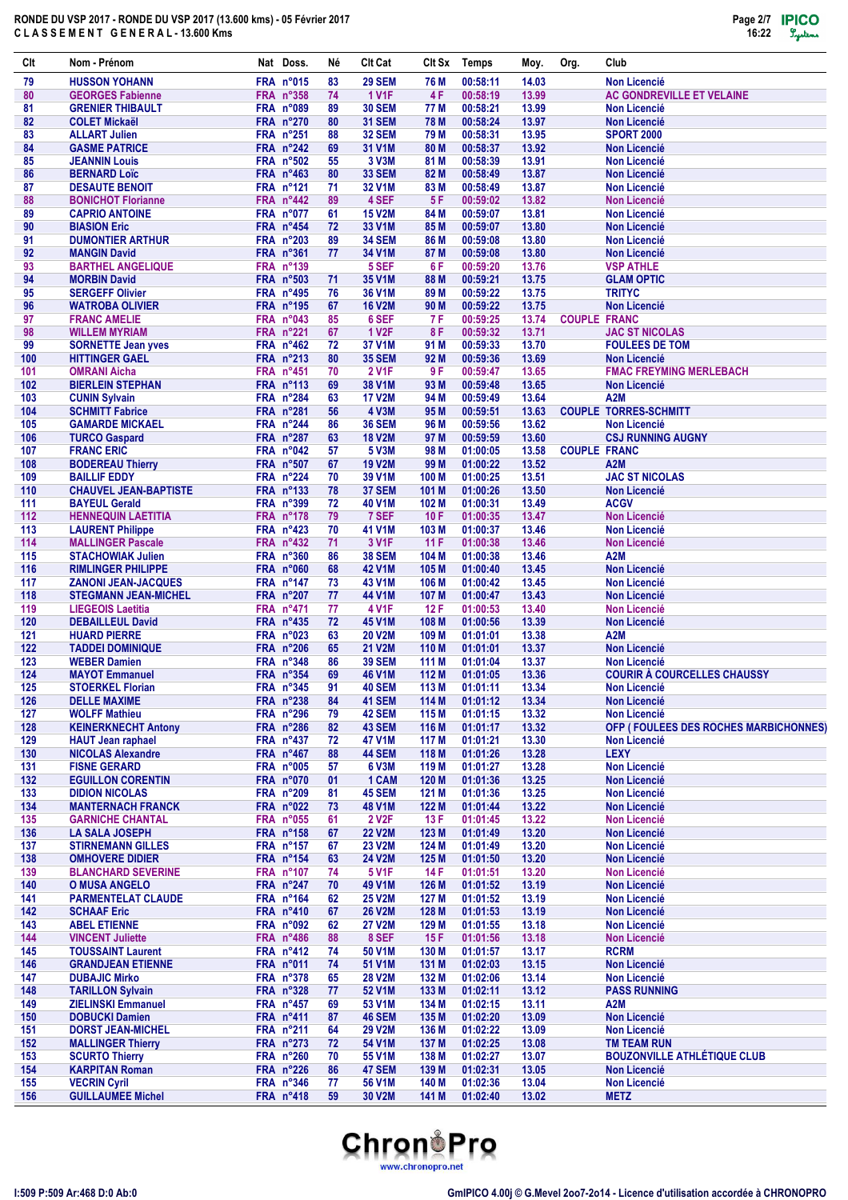# RONDE DU VSP 2017 - RONDE DU VSP 2017 (13.600 kms) - 05 Février 2017

## CLASSEMENT GENERAL - 13.600 Kms

| Clt | Nom - Prénom | Nat | Doss. | Né | Clt Cat | Clt Sx | Temps | Moy. | Org. | Club |
|---|---|---|---|---|---|---|---|---|---|---|
| 79 | HUSSON YOHANN | FRA | n°015 | 83 | 29 SEM | 76 M | 00:58:11 | 14.03 | | Non Licencié |
| 80 | GEORGES Fabienne | FRA | n°358 | 74 | 1 V1F | 4 F | 00:58:19 | 13.99 | | AC GONDREVILLE ET VELAINE |
| 81 | GRENIER THIBAULT | FRA | n°089 | 89 | 30 SEM | 77 M | 00:58:21 | 13.99 | | Non Licencié |
| 82 | COLET Mickaël | FRA | n°270 | 80 | 31 SEM | 78 M | 00:58:24 | 13.97 | | Non Licencié |
| 83 | ALLART Julien | FRA | n°251 | 88 | 32 SEM | 79 M | 00:58:31 | 13.95 | | SPORT 2000 |
| 84 | GASME PATRICE | FRA | n°242 | 69 | 31 V1M | 80 M | 00:58:37 | 13.92 | | Non Licencié |
| 85 | JEANNIN Louis | FRA | n°502 | 55 | 3 V3M | 81 M | 00:58:39 | 13.91 | | Non Licencié |
| 86 | BERNARD Loïc | FRA | n°463 | 80 | 33 SEM | 82 M | 00:58:49 | 13.87 | | Non Licencié |
| 87 | DESAUTE BENOIT | FRA | n°121 | 71 | 32 V1M | 83 M | 00:58:49 | 13.87 | | Non Licencié |
| 88 | BONICHOT Florianne | FRA | n°442 | 89 | 4 SEF | 5 F | 00:59:02 | 13.82 | | Non Licencié |
| 89 | CAPRIO ANTOINE | FRA | n°077 | 61 | 15 V2M | 84 M | 00:59:07 | 13.81 | | Non Licencié |
| 90 | BIASION Eric | FRA | n°454 | 72 | 33 V1M | 85 M | 00:59:07 | 13.80 | | Non Licencié |
| 91 | DUMONTIER ARTHUR | FRA | n°203 | 89 | 34 SEM | 86 M | 00:59:08 | 13.80 | | Non Licencié |
| 92 | MANGIN David | FRA | n°361 | 77 | 34 V1M | 87 M | 00:59:08 | 13.80 | | Non Licencié |
| 93 | BARTHEL ANGELIQUE | FRA | n°139 | | 5 SEF | 6 F | 00:59:20 | 13.76 | | VSP ATHLE |
| 94 | MORBIN David | FRA | n°503 | 71 | 35 V1M | 88 M | 00:59:21 | 13.75 | | GLAM OPTIC |
| 95 | SERGEFF Olivier | FRA | n°495 | 76 | 36 V1M | 89 M | 00:59:22 | 13.75 | | TRITYC |
| 96 | WATROBA OLIVIER | FRA | n°195 | 67 | 16 V2M | 90 M | 00:59:22 | 13.75 | | Non Licencié |
| 97 | FRANC AMELIE | FRA | n°043 | 85 | 6 SEF | 7 F | 00:59:25 | 13.74 | COUPLE | FRANC |
| 98 | WILLEM MYRIAM | FRA | n°221 | 67 | 1 V2F | 8 F | 00:59:32 | 13.71 | | JAC ST NICOLAS |
| 99 | SORNETTE Jean yves | FRA | n°462 | 72 | 37 V1M | 91 M | 00:59:33 | 13.70 | | FOULEES DE TOM |
| 100 | HITTINGER GAEL | FRA | n°213 | 80 | 35 SEM | 92 M | 00:59:36 | 13.69 | | Non Licencié |
| 101 | OMRANI Aicha | FRA | n°451 | 70 | 2 V1F | 9 F | 00:59:47 | 13.65 | | FMAC FREYMING MERLEBACH |
| 102 | BIERLEIN STEPHAN | FRA | n°113 | 69 | 38 V1M | 93 M | 00:59:48 | 13.65 | | Non Licencié |
| 103 | CUNIN Sylvain | FRA | n°284 | 63 | 17 V2M | 94 M | 00:59:49 | 13.64 | | A2M |
| 104 | SCHMITT Fabrice | FRA | n°281 | 56 | 4 V3M | 95 M | 00:59:51 | 13.63 | COUPLE | TORRES-SCHMITT |
| 105 | GAMARDE MICKAEL | FRA | n°244 | 86 | 36 SEM | 96 M | 00:59:56 | 13.62 | | Non Licencié |
| 106 | TURCO Gaspard | FRA | n°287 | 63 | 18 V2M | 97 M | 00:59:59 | 13.60 | | CSJ RUNNING AUGNY |
| 107 | FRANC ERIC | FRA | n°042 | 57 | 5 V3M | 98 M | 01:00:05 | 13.58 | COUPLE | FRANC |
| 108 | BODEREAU Thierry | FRA | n°507 | 67 | 19 V2M | 99 M | 01:00:22 | 13.52 | | A2M |
| 109 | BAILLIF EDDY | FRA | n°224 | 70 | 39 V1M | 100 M | 01:00:25 | 13.51 | | JAC ST NICOLAS |
| 110 | CHAUVEL JEAN-BAPTISTE | FRA | n°133 | 78 | 37 SEM | 101 M | 01:00:26 | 13.50 | | Non Licencié |
| 111 | BAYEUL Gerald | FRA | n°399 | 72 | 40 V1M | 102 M | 01:00:31 | 13.49 | | ACGV |
| 112 | HENNEQUIN LAETITIA | FRA | n°178 | 79 | 7 SEF | 10 F | 01:00:35 | 13.47 | | Non Licencié |
| 113 | LAURENT Philippe | FRA | n°423 | 70 | 41 V1M | 103 M | 01:00:37 | 13.46 | | Non Licencié |
| 114 | MALLINGER Pascale | FRA | n°432 | 71 | 3 V1F | 11 F | 01:00:38 | 13.46 | | Non Licencié |
| 115 | STACHOWIAK Julien | FRA | n°360 | 86 | 38 SEM | 104 M | 01:00:38 | 13.46 | | A2M |
| 116 | RIMLINGER PHILIPPE | FRA | n°060 | 68 | 42 V1M | 105 M | 01:00:40 | 13.45 | | Non Licencié |
| 117 | ZANONI JEAN-JACQUES | FRA | n°147 | 73 | 43 V1M | 106 M | 01:00:42 | 13.45 | | Non Licencié |
| 118 | STEGMANN JEAN-MICHEL | FRA | n°207 | 77 | 44 V1M | 107 M | 01:00:47 | 13.43 | | Non Licencié |
| 119 | LIEGEOIS Laetitia | FRA | n°471 | 77 | 4 V1F | 12 F | 01:00:53 | 13.40 | | Non Licencié |
| 120 | DEBAILLEUL David | FRA | n°435 | 72 | 45 V1M | 108 M | 01:00:56 | 13.39 | | Non Licencié |
| 121 | HUARD PIERRE | FRA | n°023 | 63 | 20 V2M | 109 M | 01:01:01 | 13.38 | | A2M |
| 122 | TADDEI DOMINIQUE | FRA | n°206 | 65 | 21 V2M | 110 M | 01:01:01 | 13.37 | | Non Licencié |
| 123 | WEBER Damien | FRA | n°348 | 86 | 39 SEM | 111 M | 01:01:04 | 13.37 | | Non Licencié |
| 124 | MAYOT Emmanuel | FRA | n°354 | 69 | 46 V1M | 112 M | 01:01:05 | 13.36 | | COURIR À COURCELLES CHAUSSY |
| 125 | STOERKEL Florian | FRA | n°345 | 91 | 40 SEM | 113 M | 01:01:11 | 13.34 | | Non Licencié |
| 126 | DELLE MAXIME | FRA | n°238 | 84 | 41 SEM | 114 M | 01:01:12 | 13.34 | | Non Licencié |
| 127 | WOLFF Mathieu | FRA | n°296 | 79 | 42 SEM | 115 M | 01:01:15 | 13.32 | | Non Licencié |
| 128 | KEINERKNECHT Antony | FRA | n°286 | 82 | 43 SEM | 116 M | 01:01:17 | 13.32 | | OFP ( FOULEES DES ROCHES MARBICHONNES) |
| 129 | HAUT Jean raphael | FRA | n°437 | 72 | 47 V1M | 117 M | 01:01:21 | 13.30 | | Non Licencié |
| 130 | NICOLAS Alexandre | FRA | n°467 | 88 | 44 SEM | 118 M | 01:01:26 | 13.28 | | LEXY |
| 131 | FISNE GERARD | FRA | n°005 | 57 | 6 V3M | 119 M | 01:01:27 | 13.28 | | Non Licencié |
| 132 | EGUILLON CORENTIN | FRA | n°070 | 01 | 1 CAM | 120 M | 01:01:36 | 13.25 | | Non Licencié |
| 133 | DIDION NICOLAS | FRA | n°209 | 81 | 45 SEM | 121 M | 01:01:36 | 13.25 | | Non Licencié |
| 134 | MANTERNACH FRANCK | FRA | n°022 | 73 | 48 V1M | 122 M | 01:01:44 | 13.22 | | Non Licencié |
| 135 | GARNICHE CHANTAL | FRA | n°055 | 61 | 2 V2F | 13 F | 01:01:45 | 13.22 | | Non Licencié |
| 136 | LA SALA JOSEPH | FRA | n°158 | 67 | 22 V2M | 123 M | 01:01:49 | 13.20 | | Non Licencié |
| 137 | STIRNEMANN GILLES | FRA | n°157 | 67 | 23 V2M | 124 M | 01:01:49 | 13.20 | | Non Licencié |
| 138 | OMHOVERE DIDIER | FRA | n°154 | 63 | 24 V2M | 125 M | 01:01:50 | 13.20 | | Non Licencié |
| 139 | BLANCHARD SEVERINE | FRA | n°107 | 74 | 5 V1F | 14 F | 01:01:51 | 13.20 | | Non Licencié |
| 140 | O MUSA ANGELO | FRA | n°247 | 70 | 49 V1M | 126 M | 01:01:52 | 13.19 | | Non Licencié |
| 141 | PARMENTELAT CLAUDE | FRA | n°164 | 62 | 25 V2M | 127 M | 01:01:52 | 13.19 | | Non Licencié |
| 142 | SCHAAF Eric | FRA | n°410 | 67 | 26 V2M | 128 M | 01:01:53 | 13.19 | | Non Licencié |
| 143 | ABEL ETIENNE | FRA | n°092 | 62 | 27 V2M | 129 M | 01:01:55 | 13.18 | | Non Licencié |
| 144 | VINCENT Juliette | FRA | n°486 | 88 | 8 SEF | 15 F | 01:01:56 | 13.18 | | Non Licencié |
| 145 | TOUSSAINT Laurent | FRA | n°412 | 74 | 50 V1M | 130 M | 01:01:57 | 13.17 | | RCRM |
| 146 | GRANDJEAN ETIENNE | FRA | n°011 | 74 | 51 V1M | 131 M | 01:02:03 | 13.15 | | Non Licencié |
| 147 | DUBAJIC Mirko | FRA | n°378 | 65 | 28 V2M | 132 M | 01:02:06 | 13.14 | | Non Licencié |
| 148 | TARILLON Sylvain | FRA | n°328 | 77 | 52 V1M | 133 M | 01:02:11 | 13.12 | | PASS RUNNING |
| 149 | ZIELINSKI Emmanuel | FRA | n°457 | 69 | 53 V1M | 134 M | 01:02:15 | 13.11 | | A2M |
| 150 | DOBUCKI Damien | FRA | n°411 | 87 | 46 SEM | 135 M | 01:02:20 | 13.09 | | Non Licencié |
| 151 | DORST JEAN-MICHEL | FRA | n°211 | 64 | 29 V2M | 136 M | 01:02:22 | 13.09 | | Non Licencié |
| 152 | MALLINGER Thierry | FRA | n°273 | 72 | 54 V1M | 137 M | 01:02:25 | 13.08 | | TM TEAM RUN |
| 153 | SCURTO Thierry | FRA | n°260 | 70 | 55 V1M | 138 M | 01:02:27 | 13.07 | | BOUZONVILLE ATHLÉTIQUE CLUB |
| 154 | KARPITAN Roman | FRA | n°226 | 86 | 47 SEM | 139 M | 01:02:31 | 13.05 | | Non Licencié |
| 155 | VECRIN Cyril | FRA | n°346 | 77 | 56 V1M | 140 M | 01:02:36 | 13.04 | | Non Licencié |
| 156 | GUILLAUMEE Michel | FRA | n°418 | 59 | 30 V2M | 141 M | 01:02:40 | 13.02 | | METZ |

I:509 P:509 Ar:468 D:0 Ab:0

GmIPICO 4.00j © G.Mevel 2oo7-2o14 - Licence d'utilisation accordée à CHRONOPRO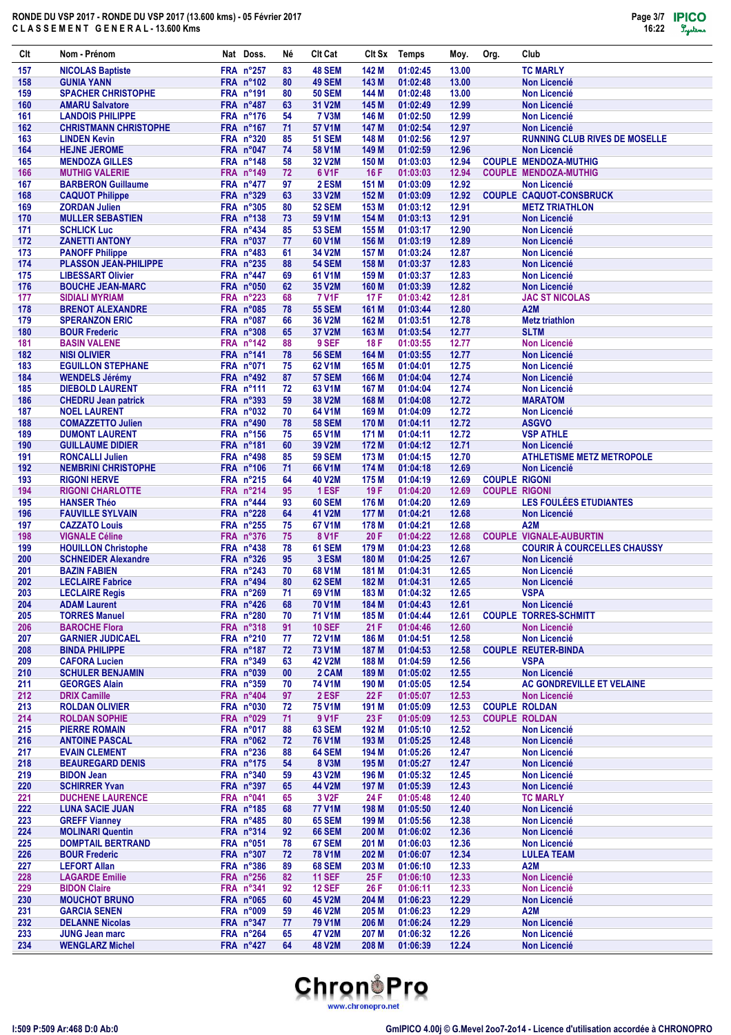# RONDE DU VSP 2017 - RONDE DU VSP 2017 (13.600 kms) - 05 Février 2017

## CLASSEMENT GENERAL - 13.600 Kms

| Clt | Nom - Prénom | Nat | Doss. | Né | Clt Cat | Clt Sx | Temps | Moy. | Org. | Club |
|---|---|---|---|---|---|---|---|---|---|---|
| 157 | NICOLAS Baptiste | FRA | n°257 | 83 | 48 SEM | 142 M | 01:02:45 | 13.00 | | TC MARLY |
| 158 | GUNIA YANN | FRA | n°102 | 80 | 49 SEM | 143 M | 01:02:48 | 13.00 | | Non Licencié |
| 159 | SPACHER CHRISTOPHE | FRA | n°191 | 80 | 50 SEM | 144 M | 01:02:48 | 13.00 | | Non Licencié |
| 160 | AMARU Salvatore | FRA | n°487 | 63 | 31 V2M | 145 M | 01:02:49 | 12.99 | | Non Licencié |
| 161 | LANDOIS PHILIPPE | FRA | n°176 | 54 | 7 V3M | 146 M | 01:02:50 | 12.99 | | Non Licencié |
| 162 | CHRISTMANN CHRISTOPHE | FRA | n°167 | 71 | 57 V1M | 147 M | 01:02:54 | 12.97 | | Non Licencié |
| 163 | LINDEN Kevin | FRA | n°320 | 85 | 51 SEM | 148 M | 01:02:56 | 12.97 | | RUNNING CLUB RIVES DE MOSELLE |
| 164 | HEJNE JEROME | FRA | n°047 | 74 | 58 V1M | 149 M | 01:02:59 | 12.96 | | Non Licencié |
| 165 | MENDOZA GILLES | FRA | n°148 | 58 | 32 V2M | 150 M | 01:03:03 | 12.94 | COUPLE | MENDOZA-MUTHIG |
| 166 | MUTHIG VALERIE | FRA | n°149 | 72 | 6 V1F | 16 F | 01:03:03 | 12.94 | COUPLE | MENDOZA-MUTHIG |
| 167 | BARBERON Guillaume | FRA | n°477 | 97 | 2 ESM | 151 M | 01:03:09 | 12.92 | | Non Licencié |
| 168 | CAQUOT Philippe | FRA | n°329 | 63 | 33 V2M | 152 M | 01:03:09 | 12.92 | COUPLE | CAQUOT-CONSBRUCK |
| 169 | ZORDAN Julien | FRA | n°305 | 80 | 52 SEM | 153 M | 01:03:12 | 12.91 | | METZ TRIATHLON |
| 170 | MULLER SEBASTIEN | FRA | n°138 | 73 | 59 V1M | 154 M | 01:03:13 | 12.91 | | Non Licencié |
| 171 | SCHLICK Luc | FRA | n°434 | 85 | 53 SEM | 155 M | 01:03:17 | 12.90 | | Non Licencié |
| 172 | ZANETTI ANTONY | FRA | n°037 | 77 | 60 V1M | 156 M | 01:03:19 | 12.89 | | Non Licencié |
| 173 | PANOFF Philippe | FRA | n°483 | 61 | 34 V2M | 157 M | 01:03:24 | 12.87 | | Non Licencié |
| 174 | PLASSON JEAN-PHILIPPE | FRA | n°235 | 88 | 54 SEM | 158 M | 01:03:37 | 12.83 | | Non Licencié |
| 175 | LIBESSART Olivier | FRA | n°447 | 69 | 61 V1M | 159 M | 01:03:37 | 12.83 | | Non Licencié |
| 176 | BOUCHE JEAN-MARC | FRA | n°050 | 62 | 35 V2M | 160 M | 01:03:39 | 12.82 | | Non Licencié |
| 177 | SIDIALI MYRIAM | FRA | n°223 | 68 | 7 V1F | 17 F | 01:03:42 | 12.81 | | JAC ST NICOLAS |
| 178 | BRENOT ALEXANDRE | FRA | n°085 | 78 | 55 SEM | 161 M | 01:03:44 | 12.80 | | A2M |
| 179 | SPERANZON ERIC | FRA | n°087 | 66 | 36 V2M | 162 M | 01:03:51 | 12.78 | | Metz triathlon |
| 180 | BOUR Frederic | FRA | n°308 | 65 | 37 V2M | 163 M | 01:03:54 | 12.77 | | SLTM |
| 181 | BASIN VALENE | FRA | n°142 | 88 | 9 SEF | 18 F | 01:03:55 | 12.77 | | Non Licencié |
| 182 | NISI OLIVIER | FRA | n°141 | 78 | 56 SEM | 164 M | 01:03:55 | 12.77 | | Non Licencié |
| 183 | EGUILLON STEPHANE | FRA | n°071 | 75 | 62 V1M | 165 M | 01:04:01 | 12.75 | | Non Licencié |
| 184 | WENDELS Jérémy | FRA | n°492 | 87 | 57 SEM | 166 M | 01:04:04 | 12.74 | | Non Licencié |
| 185 | DIEBOLD LAURENT | FRA | n°111 | 72 | 63 V1M | 167 M | 01:04:04 | 12.74 | | Non Licencié |
| 186 | CHEDRU Jean patrick | FRA | n°393 | 59 | 38 V2M | 168 M | 01:04:08 | 12.72 | | MARATOM |
| 187 | NOEL LAURENT | FRA | n°032 | 70 | 64 V1M | 169 M | 01:04:09 | 12.72 | | Non Licencié |
| 188 | COMAZZETTO Julien | FRA | n°490 | 78 | 58 SEM | 170 M | 01:04:11 | 12.72 | | ASGVO |
| 189 | DUMONT LAURENT | FRA | n°156 | 75 | 65 V1M | 171 M | 01:04:11 | 12.72 | | VSP ATHLE |
| 190 | GUILLAUME DIDIER | FRA | n°181 | 60 | 39 V2M | 172 M | 01:04:12 | 12.71 | | Non Licencié |
| 191 | RONCALLI Julien | FRA | n°498 | 85 | 59 SEM | 173 M | 01:04:15 | 12.70 | | ATHLETISME METZ METROPOLE |
| 192 | NEMBRINI CHRISTOPHE | FRA | n°106 | 71 | 66 V1M | 174 M | 01:04:18 | 12.69 | | Non Licencié |
| 193 | RIGONI HERVE | FRA | n°215 | 64 | 40 V2M | 175 M | 01:04:19 | 12.69 | COUPLE | RIGONI |
| 194 | RIGONI CHARLOTTE | FRA | n°214 | 95 | 1 ESF | 19 F | 01:04:20 | 12.69 | COUPLE | RIGONI |
| 195 | HANSER Théo | FRA | n°444 | 93 | 60 SEM | 176 M | 01:04:20 | 12.69 | | LES FOULÉES ETUDIANTES |
| 196 | FAUVILLE SYLVAIN | FRA | n°228 | 64 | 41 V2M | 177 M | 01:04:21 | 12.68 | | Non Licencié |
| 197 | CAZZATO Louis | FRA | n°255 | 75 | 67 V1M | 178 M | 01:04:21 | 12.68 | | A2M |
| 198 | VIGNALE Céline | FRA | n°376 | 75 | 8 V1F | 20 F | 01:04:22 | 12.68 | COUPLE | VIGNALE-AUBURTIN |
| 199 | HOUILLON Christophe | FRA | n°438 | 78 | 61 SEM | 179 M | 01:04:23 | 12.68 | | COURIR À COURCELLES CHAUSSY |
| 200 | SCHNEIDER Alexandre | FRA | n°326 | 95 | 3 ESM | 180 M | 01:04:25 | 12.67 | | Non Licencié |
| 201 | BAZIN FABIEN | FRA | n°243 | 70 | 68 V1M | 181 M | 01:04:31 | 12.65 | | Non Licencié |
| 202 | LECLAIRE Fabrice | FRA | n°494 | 80 | 62 SEM | 182 M | 01:04:31 | 12.65 | | Non Licencié |
| 203 | LECLAIRE Regis | FRA | n°269 | 71 | 69 V1M | 183 M | 01:04:32 | 12.65 | | VSPA |
| 204 | ADAM Laurent | FRA | n°426 | 68 | 70 V1M | 184 M | 01:04:43 | 12.61 | | Non Licencié |
| 205 | TORRES Manuel | FRA | n°280 | 70 | 71 V1M | 185 M | 01:04:44 | 12.61 | COUPLE | TORRES-SCHMITT |
| 206 | BAROCHE Flora | FRA | n°318 | 91 | 10 SEF | 21 F | 01:04:46 | 12.60 | | Non Licencié |
| 207 | GARNIER JUDICAEL | FRA | n°210 | 77 | 72 V1M | 186 M | 01:04:51 | 12.58 | | Non Licencié |
| 208 | BINDA PHILIPPE | FRA | n°187 | 72 | 73 V1M | 187 M | 01:04:53 | 12.58 | COUPLE | REUTER-BINDA |
| 209 | CAFORA Lucien | FRA | n°349 | 63 | 42 V2M | 188 M | 01:04:59 | 12.56 | | VSPA |
| 210 | SCHULER BENJAMIN | FRA | n°039 | 00 | 2 CAM | 189 M | 01:05:02 | 12.55 | | Non Licencié |
| 211 | GEORGES Alain | FRA | n°359 | 70 | 74 V1M | 190 M | 01:05:05 | 12.54 | | AC GONDREVILLE ET VELAINE |
| 212 | DRIX Camille | FRA | n°404 | 97 | 2 ESF | 22 F | 01:05:07 | 12.53 | | Non Licencié |
| 213 | ROLDAN OLIVIER | FRA | n°030 | 72 | 75 V1M | 191 M | 01:05:09 | 12.53 | COUPLE | ROLDAN |
| 214 | ROLDAN SOPHIE | FRA | n°029 | 71 | 9 V1F | 23 F | 01:05:09 | 12.53 | COUPLE | ROLDAN |
| 215 | PIERRE ROMAIN | FRA | n°017 | 88 | 63 SEM | 192 M | 01:05:10 | 12.52 | | Non Licencié |
| 216 | ANTOINE PASCAL | FRA | n°062 | 72 | 76 V1M | 193 M | 01:05:25 | 12.48 | | Non Licencié |
| 217 | EVAIN CLEMENT | FRA | n°236 | 88 | 64 SEM | 194 M | 01:05:26 | 12.47 | | Non Licencié |
| 218 | BEAUREGARD DENIS | FRA | n°175 | 54 | 8 V3M | 195 M | 01:05:27 | 12.47 | | Non Licencié |
| 219 | BIDON Jean | FRA | n°340 | 59 | 43 V2M | 196 M | 01:05:32 | 12.45 | | Non Licencié |
| 220 | SCHIRRER Yvan | FRA | n°397 | 65 | 44 V2M | 197 M | 01:05:39 | 12.43 | | Non Licencié |
| 221 | DUCHENE LAURENCE | FRA | n°041 | 65 | 3 V2F | 24 F | 01:05:48 | 12.40 | | TC MARLY |
| 222 | LUNA SACIE JUAN | FRA | n°185 | 68 | 77 V1M | 198 M | 01:05:50 | 12.40 | | Non Licencié |
| 223 | GREFF Vianney | FRA | n°485 | 80 | 65 SEM | 199 M | 01:05:56 | 12.38 | | Non Licencié |
| 224 | MOLINARI Quentin | FRA | n°314 | 92 | 66 SEM | 200 M | 01:06:02 | 12.36 | | Non Licencié |
| 225 | DOMPTAIL BERTRAND | FRA | n°051 | 78 | 67 SEM | 201 M | 01:06:03 | 12.36 | | Non Licencié |
| 226 | BOUR Frederic | FRA | n°307 | 72 | 78 V1M | 202 M | 01:06:07 | 12.34 | | LULEA TEAM |
| 227 | LEFORT Allan | FRA | n°386 | 89 | 68 SEM | 203 M | 01:06:10 | 12.33 | | A2M |
| 228 | LAGARDE Emilie | FRA | n°256 | 82 | 11 SEF | 25 F | 01:06:10 | 12.33 | | Non Licencié |
| 229 | BIDON Claire | FRA | n°341 | 92 | 12 SEF | 26 F | 01:06:11 | 12.33 | | Non Licencié |
| 230 | MOUCHOT BRUNO | FRA | n°065 | 60 | 45 V2M | 204 M | 01:06:23 | 12.29 | | Non Licencié |
| 231 | GARCIA SENEN | FRA | n°009 | 59 | 46 V2M | 205 M | 01:06:23 | 12.29 | | A2M |
| 232 | DELANNE Nicolas | FRA | n°347 | 77 | 79 V1M | 206 M | 01:06:24 | 12.29 | | Non Licencié |
| 233 | JUNG Jean marc | FRA | n°264 | 65 | 47 V2M | 207 M | 01:06:32 | 12.26 | | Non Licencié |
| 234 | WENGLARZ Michel | FRA | n°427 | 64 | 48 V2M | 208 M | 01:06:39 | 12.24 | | Non Licencié |

I:509 P:509 Ar:468 D:0 Ab:0

GmIPICO 4.00j © G.Mevel 2oo7-2o14 - Licence d'utilisation accordée à CHRONOPRO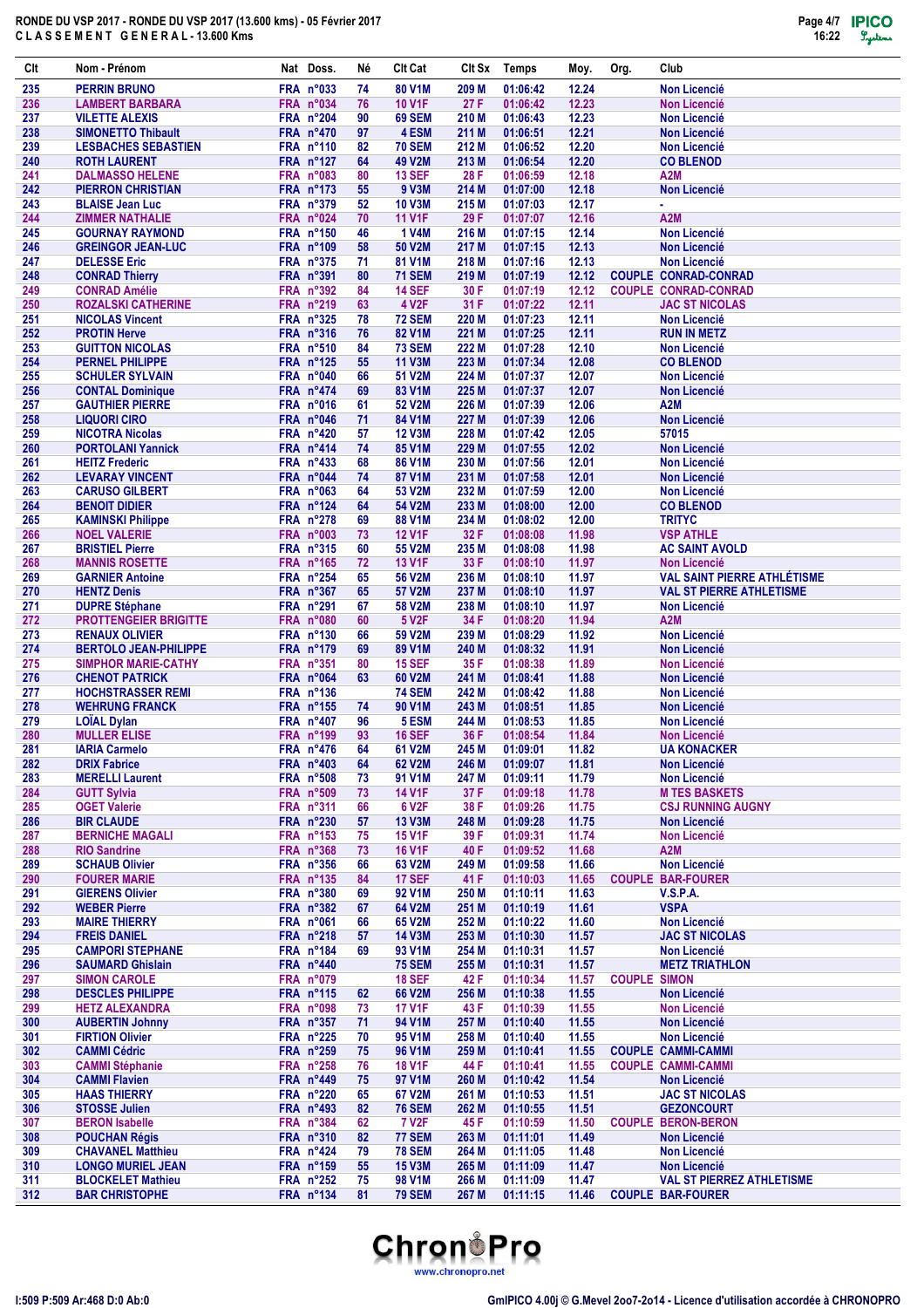RONDE DU VSP 2017 - RONDE DU VSP 2017 (13.600 kms) - 05 Février 2017
C L A S S E M E N T G E N E R A L - 13.600 Kms

| Clt | Nom - Prénom | Nat | Doss. | Né | Clt Cat | Clt Sx | Temps | Moy. | Org. | Club |
|---|---|---|---|---|---|---|---|---|---|---|
| 235 | PERRIN BRUNO | FRA | n°033 | 74 | 80 V1M | 209 M | 01:06:42 | 12.24 | | Non Licencié |
| 236 | LAMBERT BARBARA | FRA | n°034 | 76 | 10 V1F | 27 F | 01:06:42 | 12.23 | | Non Licencié |
| 237 | VILETTE ALEXIS | FRA | n°204 | 90 | 69 SEM | 210 M | 01:06:43 | 12.23 | | Non Licencié |
| 238 | SIMONETTO Thibault | FRA | n°470 | 97 | 4 ESM | 211 M | 01:06:51 | 12.21 | | Non Licencié |
| 239 | LESBACHES SEBASTIEN | FRA | n°110 | 82 | 70 SEM | 212 M | 01:06:52 | 12.20 | | Non Licencié |
| 240 | ROTH LAURENT | FRA | n°127 | 64 | 49 V2M | 213 M | 01:06:54 | 12.20 | | CO BLENOD |
| 241 | DALMASSO HELENE | FRA | n°083 | 80 | 13 SEF | 28 F | 01:06:59 | 12.18 | | A2M |
| 242 | PIERRON CHRISTIAN | FRA | n°173 | 55 | 9 V3M | 214 M | 01:07:00 | 12.18 | | Non Licencié |
| 243 | BLAISE Jean Luc | FRA | n°379 | 52 | 10 V3M | 215 M | 01:07:03 | 12.17 | | - |
| 244 | ZIMMER NATHALIE | FRA | n°024 | 70 | 11 V1F | 29 F | 01:07:07 | 12.16 | | A2M |
| 245 | GOURNAY RAYMOND | FRA | n°150 | 46 | 1 V4M | 216 M | 01:07:15 | 12.14 | | Non Licencié |
| 246 | GREINGOR JEAN-LUC | FRA | n°109 | 58 | 50 V2M | 217 M | 01:07:15 | 12.13 | | Non Licencié |
| 247 | DELESSE Eric | FRA | n°375 | 71 | 81 V1M | 218 M | 01:07:16 | 12.13 | | Non Licencié |
| 248 | CONRAD Thierry | FRA | n°391 | 80 | 71 SEM | 219 M | 01:07:19 | 12.12 | COUPLE | CONRAD-CONRAD |
| 249 | CONRAD Amélie | FRA | n°392 | 84 | 14 SEF | 30 F | 01:07:19 | 12.12 | COUPLE | CONRAD-CONRAD |
| 250 | ROZALSKI CATHERINE | FRA | n°219 | 63 | 4 V2F | 31 F | 01:07:22 | 12.11 | | JAC ST NICOLAS |
| 251 | NICOLAS Vincent | FRA | n°325 | 78 | 72 SEM | 220 M | 01:07:23 | 12.11 | | Non Licencié |
| 252 | PROTIN Herve | FRA | n°316 | 76 | 82 V1M | 221 M | 01:07:25 | 12.11 | | RUN IN METZ |
| 253 | GUITTON NICOLAS | FRA | n°510 | 84 | 73 SEM | 222 M | 01:07:28 | 12.10 | | Non Licencié |
| 254 | PERNEL PHILIPPE | FRA | n°125 | 55 | 11 V3M | 223 M | 01:07:34 | 12.08 | | CO BLENOD |
| 255 | SCHULER SYLVAIN | FRA | n°040 | 66 | 51 V2M | 224 M | 01:07:37 | 12.07 | | Non Licencié |
| 256 | CONTAL Dominique | FRA | n°474 | 69 | 83 V1M | 225 M | 01:07:37 | 12.07 | | Non Licencié |
| 257 | GAUTHIER PIERRE | FRA | n°016 | 61 | 52 V2M | 226 M | 01:07:39 | 12.06 | | A2M |
| 258 | LIQUORI CIRO | FRA | n°046 | 71 | 84 V1M | 227 M | 01:07:39 | 12.06 | | Non Licencié |
| 259 | NICOTRA Nicolas | FRA | n°420 | 57 | 12 V3M | 228 M | 01:07:42 | 12.05 | | 57015 |
| 260 | PORTOLANI Yannick | FRA | n°414 | 74 | 85 V1M | 229 M | 01:07:55 | 12.02 | | Non Licencié |
| 261 | HEITZ Frederic | FRA | n°433 | 68 | 86 V1M | 230 M | 01:07:56 | 12.01 | | Non Licencié |
| 262 | LEVARAY VINCENT | FRA | n°044 | 74 | 87 V1M | 231 M | 01:07:58 | 12.01 | | Non Licencié |
| 263 | CARUSO GILBERT | FRA | n°063 | 64 | 53 V2M | 232 M | 01:07:59 | 12.00 | | Non Licencié |
| 264 | BENOIT DIDIER | FRA | n°124 | 64 | 54 V2M | 233 M | 01:08:00 | 12.00 | | CO BLENOD |
| 265 | KAMINSKI Philippe | FRA | n°278 | 69 | 88 V1M | 234 M | 01:08:02 | 12.00 | | TRITYC |
| 266 | NOEL VALERIE | FRA | n°003 | 73 | 12 V1F | 32 F | 01:08:08 | 11.98 | | VSP ATHLE |
| 267 | BRISTIEL Pierre | FRA | n°315 | 60 | 55 V2M | 235 M | 01:08:08 | 11.98 | | AC SAINT AVOLD |
| 268 | MANNIS ROSETTE | FRA | n°165 | 72 | 13 V1F | 33 F | 01:08:10 | 11.97 | | Non Licencié |
| 269 | GARNIER Antoine | FRA | n°254 | 65 | 56 V2M | 236 M | 01:08:10 | 11.97 | | VAL SAINT PIERRE ATHLÉTISME |
| 270 | HENTZ Denis | FRA | n°367 | 65 | 57 V2M | 237 M | 01:08:10 | 11.97 | | VAL ST PIERRE ATHLETISME |
| 271 | DUPRE Stéphane | FRA | n°291 | 67 | 58 V2M | 238 M | 01:08:10 | 11.97 | | Non Licencié |
| 272 | PROTTENGEIER BRIGITTE | FRA | n°080 | 60 | 5 V2F | 34 F | 01:08:20 | 11.94 | | A2M |
| 273 | RENAUX OLIVIER | FRA | n°130 | 66 | 59 V2M | 239 M | 01:08:29 | 11.92 | | Non Licencié |
| 274 | BERTOLO JEAN-PHILIPPE | FRA | n°179 | 69 | 89 V1M | 240 M | 01:08:32 | 11.91 | | Non Licencié |
| 275 | SIMPHOR MARIE-CATHY | FRA | n°351 | 80 | 15 SEF | 35 F | 01:08:38 | 11.89 | | Non Licencié |
| 276 | CHENOT PATRICK | FRA | n°064 | 63 | 60 V2M | 241 M | 01:08:41 | 11.88 | | Non Licencié |
| 277 | HOCHSTRASSER REMI | FRA | n°136 | | 74 SEM | 242 M | 01:08:42 | 11.88 | | Non Licencié |
| 278 | WEHRUNG FRANCK | FRA | n°155 | 74 | 90 V1M | 243 M | 01:08:51 | 11.85 | | Non Licencié |
| 279 | LOÏAL Dylan | FRA | n°407 | 96 | 5 ESM | 244 M | 01:08:53 | 11.85 | | Non Licencié |
| 280 | MULLER ELISE | FRA | n°199 | 93 | 16 SEF | 36 F | 01:08:54 | 11.84 | | Non Licencié |
| 281 | IARIA Carmelo | FRA | n°476 | 64 | 61 V2M | 245 M | 01:09:01 | 11.82 | | UA KONACKER |
| 282 | DRIX Fabrice | FRA | n°403 | 64 | 62 V2M | 246 M | 01:09:07 | 11.81 | | Non Licencié |
| 283 | MERELLI Laurent | FRA | n°508 | 73 | 91 V1M | 247 M | 01:09:11 | 11.79 | | Non Licencié |
| 284 | GUTT Sylvia | FRA | n°509 | 73 | 14 V1F | 37 F | 01:09:18 | 11.78 | | M TES BASKETS |
| 285 | OGET Valerie | FRA | n°311 | 66 | 6 V2F | 38 F | 01:09:26 | 11.75 | | CSJ RUNNING AUGNY |
| 286 | BIR CLAUDE | FRA | n°230 | 57 | 13 V3M | 248 M | 01:09:28 | 11.75 | | Non Licencié |
| 287 | BERNICHE MAGALI | FRA | n°153 | 75 | 15 V1F | 39 F | 01:09:31 | 11.74 | | Non Licencié |
| 288 | RIO Sandrine | FRA | n°368 | 73 | 16 V1F | 40 F | 01:09:52 | 11.68 | | A2M |
| 289 | SCHAUB Olivier | FRA | n°356 | 66 | 63 V2M | 249 M | 01:09:58 | 11.66 | | Non Licencié |
| 290 | FOURER MARIE | FRA | n°135 | 84 | 17 SEF | 41 F | 01:10:03 | 11.65 | COUPLE | BAR-FOURER |
| 291 | GIERENS Olivier | FRA | n°380 | 69 | 92 V1M | 250 M | 01:10:11 | 11.63 | | V.S.P.A. |
| 292 | WEBER Pierre | FRA | n°382 | 67 | 64 V2M | 251 M | 01:10:19 | 11.61 | | VSPA |
| 293 | MAIRE THIERRY | FRA | n°061 | 66 | 65 V2M | 252 M | 01:10:22 | 11.60 | | Non Licencié |
| 294 | FREIS DANIEL | FRA | n°218 | 57 | 14 V3M | 253 M | 01:10:30 | 11.57 | | JAC ST NICOLAS |
| 295 | CAMPORI STEPHANE | FRA | n°184 | 69 | 93 V1M | 254 M | 01:10:31 | 11.57 | | Non Licencié |
| 296 | SAUMARD Ghislain | FRA | n°440 | | 75 SEM | 255 M | 01:10:31 | 11.57 | | METZ TRIATHLON |
| 297 | SIMON CAROLE | FRA | n°079 | | 18 SEF | 42 F | 01:10:34 | 11.57 | COUPLE | SIMON |
| 298 | DESCLES PHILIPPE | FRA | n°115 | 62 | 66 V2M | 256 M | 01:10:38 | 11.55 | | Non Licencié |
| 299 | HETZ ALEXANDRA | FRA | n°098 | 73 | 17 V1F | 43 F | 01:10:39 | 11.55 | | Non Licencié |
| 300 | AUBERTIN Johnny | FRA | n°357 | 71 | 94 V1M | 257 M | 01:10:40 | 11.55 | | Non Licencié |
| 301 | FIRTION Olivier | FRA | n°225 | 70 | 95 V1M | 258 M | 01:10:40 | 11.55 | | Non Licencié |
| 302 | CAMMI Cédric | FRA | n°259 | 75 | 96 V1M | 259 M | 01:10:41 | 11.55 | COUPLE | CAMMI-CAMMI |
| 303 | CAMMI Stéphanie | FRA | n°258 | 76 | 18 V1F | 44 F | 01:10:41 | 11.55 | COUPLE | CAMMI-CAMMI |
| 304 | CAMMI Flavien | FRA | n°449 | 75 | 97 V1M | 260 M | 01:10:42 | 11.54 | | Non Licencié |
| 305 | HAAS THIERRY | FRA | n°220 | 65 | 67 V2M | 261 M | 01:10:53 | 11.51 | | JAC ST NICOLAS |
| 306 | STOSSE Julien | FRA | n°493 | 82 | 76 SEM | 262 M | 01:10:55 | 11.51 | | GEZONCOURT |
| 307 | BERON Isabelle | FRA | n°384 | 62 | 7 V2F | 45 F | 01:10:59 | 11.50 | COUPLE | BERON-BERON |
| 308 | POUCHAN Régis | FRA | n°310 | 82 | 77 SEM | 263 M | 01:11:01 | 11.49 | | Non Licencié |
| 309 | CHAVANEL Matthieu | FRA | n°424 | 79 | 78 SEM | 264 M | 01:11:05 | 11.48 | | Non Licencié |
| 310 | LONGO MURIEL JEAN | FRA | n°159 | 55 | 15 V3M | 265 M | 01:11:09 | 11.47 | | Non Licencié |
| 311 | BLOCKELET Mathieu | FRA | n°252 | 75 | 98 V1M | 266 M | 01:11:09 | 11.47 | | VAL ST PIERREZ ATHLETISME |
| 312 | BAR CHRISTOPHE | FRA | n°134 | 81 | 79 SEM | 267 M | 01:11:15 | 11.46 | COUPLE | BAR-FOURER |

I:509 P:509 Ar:468 D:0 Ab:0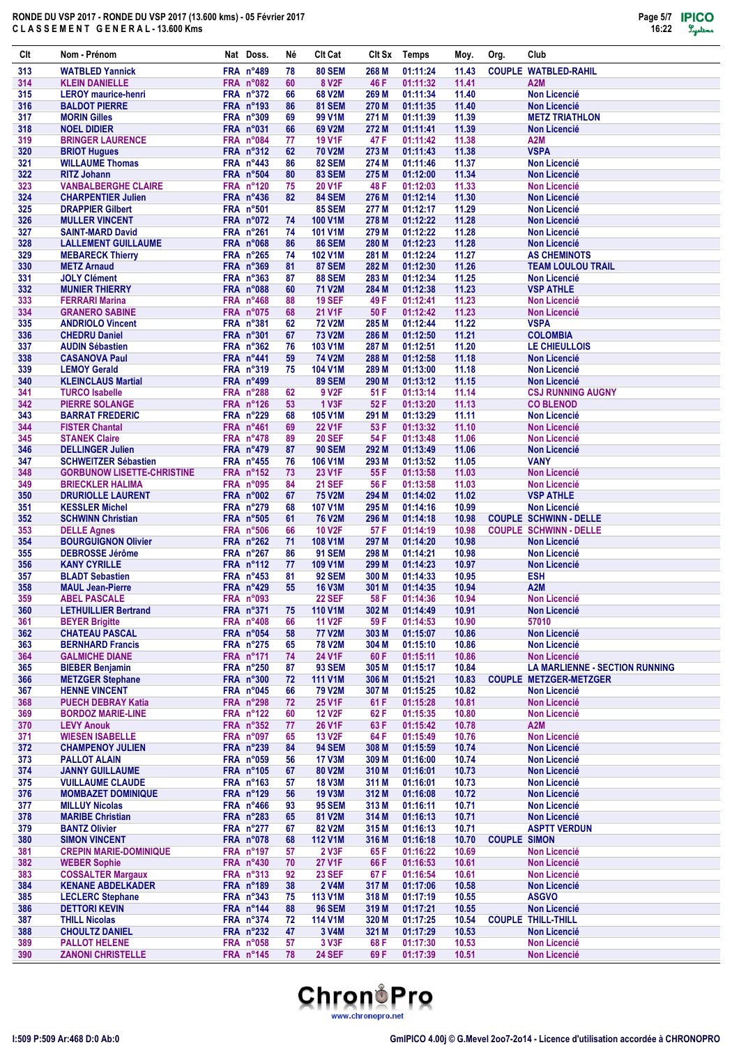**RONDE DU VSP 2017 - RONDE DU VSP 2017 (13.600 kms) - 05 Février 2017**
**C L A S S E M E N T G E N E R A L - 13.600 Kms**

| Clt | Nom - Prénom | Nat | Doss. | Né | Clt Cat | Clt Sx | Temps | Moy. | Org. | Club |
|---|---|---|---|---|---|---|---|---|---|---|
| 313 | WATBLED Yannick | FRA | n°489 | 78 | 80 SEM | 268 M | 01:11:24 | 11.43 | COUPLE | WATBLED-RAHIL |
| 314 | KLEIN DANIELLE | FRA | n°082 | 60 | 8 V2F | 46 F | 01:11:32 | 11.41 | | A2M |
| 315 | LEROY maurice-henri | FRA | n°372 | 66 | 68 V2M | 269 M | 01:11:34 | 11.40 | | Non Licencié |
| 316 | BALDOT PIERRE | FRA | n°193 | 86 | 81 SEM | 270 M | 01:11:35 | 11.40 | | Non Licencié |
| 317 | MORIN Gilles | FRA | n°309 | 69 | 99 V1M | 271 M | 01:11:39 | 11.39 | | METZ TRIATHLON |
| 318 | NOEL DIDIER | FRA | n°031 | 66 | 69 V2M | 272 M | 01:11:41 | 11.39 | | Non Licencié |
| 319 | BRINGER LAURENCE | FRA | n°084 | 77 | 19 V1F | 47 F | 01:11:42 | 11.38 | | A2M |
| 320 | BRIOT Hugues | FRA | n°312 | 62 | 70 V2M | 273 M | 01:11:43 | 11.38 | | VSPA |
| 321 | WILLAUME Thomas | FRA | n°443 | 86 | 82 SEM | 274 M | 01:11:46 | 11.37 | | Non Licencié |
| 322 | RITZ Johann | FRA | n°504 | 80 | 83 SEM | 275 M | 01:12:00 | 11.34 | | Non Licencié |
| 323 | VANBALBERGHE CLAIRE | FRA | n°120 | 75 | 20 V1F | 48 F | 01:12:03 | 11.33 | | Non Licencié |
| 324 | CHARPENTIER Julien | FRA | n°436 | 82 | 84 SEM | 276 M | 01:12:14 | 11.30 | | Non Licencié |
| 325 | DRAPPIER Gilbert | FRA | n°501 | | 85 SEM | 277 M | 01:12:17 | 11.29 | | Non Licencié |
| 326 | MULLER VINCENT | FRA | n°072 | 74 | 100 V1M | 278 M | 01:12:22 | 11.28 | | Non Licencié |
| 327 | SAINT-MARD David | FRA | n°261 | 74 | 101 V1M | 279 M | 01:12:22 | 11.28 | | Non Licencié |
| 328 | LALLEMENT GUILLAUME | FRA | n°068 | 86 | 86 SEM | 280 M | 01:12:23 | 11.28 | | Non Licencié |
| 329 | MEBARECK Thierry | FRA | n°265 | 74 | 102 V1M | 281 M | 01:12:24 | 11.27 | | AS CHEMINOTS |
| 330 | METZ Arnaud | FRA | n°369 | 81 | 87 SEM | 282 M | 01:12:30 | 11.26 | | TEAM LOULOU TRAIL |
| 331 | JOLY Clément | FRA | n°363 | 87 | 88 SEM | 283 M | 01:12:34 | 11.25 | | Non Licencié |
| 332 | MUNIER THIERRY | FRA | n°088 | 60 | 71 V2M | 284 M | 01:12:38 | 11.23 | | VSP ATHLE |
| 333 | FERRARI Marina | FRA | n°468 | 88 | 19 SEF | 49 F | 01:12:41 | 11.23 | | Non Licencié |
| 334 | GRANERO SABINE | FRA | n°075 | 68 | 21 V1F | 50 F | 01:12:42 | 11.23 | | Non Licencié |
| 335 | ANDRIOLO Vincent | FRA | n°381 | 62 | 72 V2M | 285 M | 01:12:44 | 11.22 | | VSPA |
| 336 | CHEDRU Daniel | FRA | n°301 | 67 | 73 V2M | 286 M | 01:12:50 | 11.21 | | COLOMBIA |
| 337 | AUDIN Sébastien | FRA | n°362 | 76 | 103 V1M | 287 M | 01:12:51 | 11.20 | | LE CHIEULLOIS |
| 338 | CASANOVA Paul | FRA | n°441 | 59 | 74 V2M | 288 M | 01:12:58 | 11.18 | | Non Licencié |
| 339 | LEMOY Gerald | FRA | n°319 | 75 | 104 V1M | 289 M | 01:13:00 | 11.18 | | Non Licencié |
| 340 | KLEINCLAUS Martial | FRA | n°499 | | 89 SEM | 290 M | 01:13:12 | 11.15 | | Non Licencié |
| 341 | TURCO Isabelle | FRA | n°288 | 62 | 9 V2F | 51 F | 01:13:14 | 11.14 | | CSJ RUNNING AUGNY |
| 342 | PIERRE SOLANGE | FRA | n°126 | 53 | 1 V3F | 52 F | 01:13:20 | 11.13 | | CO BLENOD |
| 343 | BARRAT FREDERIC | FRA | n°229 | 68 | 105 V1M | 291 M | 01:13:29 | 11.11 | | Non Licencié |
| 344 | FISTER Chantal | FRA | n°461 | 69 | 22 V1F | 53 F | 01:13:32 | 11.10 | | Non Licencié |
| 345 | STANEK Claire | FRA | n°478 | 89 | 20 SEF | 54 F | 01:13:48 | 11.06 | | Non Licencié |
| 346 | DELLINGER Julien | FRA | n°479 | 87 | 90 SEM | 292 M | 01:13:49 | 11.06 | | Non Licencié |
| 347 | SCHWEITZER Sébastien | FRA | n°455 | 76 | 106 V1M | 293 M | 01:13:52 | 11.05 | | VANY |
| 348 | GORBUNOW LISETTE-CHRISTINE | FRA | n°152 | 73 | 23 V1F | 55 F | 01:13:58 | 11.03 | | Non Licencié |
| 349 | BRIECKLER HALIMA | FRA | n°095 | 84 | 21 SEF | 56 F | 01:13:58 | 11.03 | | Non Licencié |
| 350 | DRURIOLLE LAURENT | FRA | n°002 | 67 | 75 V2M | 294 M | 01:14:02 | 11.02 | | VSP ATHLE |
| 351 | KESSLER Michel | FRA | n°279 | 68 | 107 V1M | 295 M | 01:14:16 | 10.99 | | Non Licencié |
| 352 | SCHWINN Christian | FRA | n°505 | 61 | 76 V2M | 296 M | 01:14:18 | 10.98 | COUPLE | SCHWINN - DELLE |
| 353 | DELLE Agnes | FRA | n°506 | 66 | 10 V2F | 57 F | 01:14:19 | 10.98 | COUPLE | SCHWINN - DELLE |
| 354 | BOURGUIGNON Olivier | FRA | n°262 | 71 | 108 V1M | 297 M | 01:14:20 | 10.98 | | Non Licencié |
| 355 | DEBROSSE Jérôme | FRA | n°267 | 86 | 91 SEM | 298 M | 01:14:21 | 10.98 | | Non Licencié |
| 356 | KANY CYRILLE | FRA | n°112 | 77 | 109 V1M | 299 M | 01:14:23 | 10.97 | | Non Licencié |
| 357 | BLADT Sebastien | FRA | n°453 | 81 | 92 SEM | 300 M | 01:14:33 | 10.95 | | ESH |
| 358 | MAUL Jean-Pierre | FRA | n°429 | 55 | 16 V3M | 301 M | 01:14:35 | 10.94 | | A2M |
| 359 | ABEL PASCALE | FRA | n°093 | | 22 SEF | 58 F | 01:14:36 | 10.94 | | Non Licencié |
| 360 | LETHUILLIER Bertrand | FRA | n°371 | 75 | 110 V1M | 302 M | 01:14:49 | 10.91 | | Non Licencié |
| 361 | BEYER Brigitte | FRA | n°408 | 66 | 11 V2F | 59 F | 01:14:53 | 10.90 | | 57010 |
| 362 | CHATEAU PASCAL | FRA | n°054 | 58 | 77 V2M | 303 M | 01:15:07 | 10.86 | | Non Licencié |
| 363 | BERNHARD Francis | FRA | n°275 | 65 | 78 V2M | 304 M | 01:15:10 | 10.86 | | Non Licencié |
| 364 | GALMICHE DIANE | FRA | n°171 | 74 | 24 V1F | 60 F | 01:15:11 | 10.86 | | Non Licencié |
| 365 | BIEBER Benjamin | FRA | n°250 | 87 | 93 SEM | 305 M | 01:15:17 | 10.84 | | LA MARLIENNE - SECTION RUNNING |
| 366 | METZGER Stephane | FRA | n°300 | 72 | 111 V1M | 306 M | 01:15:21 | 10.83 | COUPLE | METZGER-METZGER |
| 367 | HENNE VINCENT | FRA | n°045 | 66 | 79 V2M | 307 M | 01:15:25 | 10.82 | | Non Licencié |
| 368 | PUECH DEBRAY Katia | FRA | n°298 | 72 | 25 V1F | 61 F | 01:15:28 | 10.81 | | Non Licencié |
| 369 | BORDOZ MARIE-LINE | FRA | n°122 | 60 | 12 V2F | 62 F | 01:15:35 | 10.80 | | Non Licencié |
| 370 | LEVY Anouk | FRA | n°352 | 77 | 26 V1F | 63 F | 01:15:42 | 10.78 | | A2M |
| 371 | WIESEN ISABELLE | FRA | n°097 | 65 | 13 V2F | 64 F | 01:15:49 | 10.76 | | Non Licencié |
| 372 | CHAMPENOY JULIEN | FRA | n°239 | 84 | 94 SEM | 308 M | 01:15:59 | 10.74 | | Non Licencié |
| 373 | PALLOT ALAIN | FRA | n°059 | 56 | 17 V3M | 309 M | 01:16:00 | 10.74 | | Non Licencié |
| 374 | JANNY GUILLAUME | FRA | n°105 | 67 | 80 V2M | 310 M | 01:16:01 | 10.73 | | Non Licencié |
| 375 | VUILLAUME CLAUDE | FRA | n°163 | 57 | 18 V3M | 311 M | 01:16:01 | 10.73 | | Non Licencié |
| 376 | MOMBAZET DOMINIQUE | FRA | n°129 | 56 | 19 V3M | 312 M | 01:16:08 | 10.72 | | Non Licencié |
| 377 | MILLUY Nicolas | FRA | n°466 | 93 | 95 SEM | 313 M | 01:16:11 | 10.71 | | Non Licencié |
| 378 | MARIBE Christian | FRA | n°283 | 65 | 81 V2M | 314 M | 01:16:13 | 10.71 | | Non Licencié |
| 379 | BANTZ Olivier | FRA | n°277 | 67 | 82 V2M | 315 M | 01:16:13 | 10.71 | | ASPTT VERDUN |
| 380 | SIMON VINCENT | FRA | n°078 | 68 | 112 V1M | 316 M | 01:16:18 | 10.70 | COUPLE | SIMON |
| 381 | CREPIN MARIE-DOMINIQUE | FRA | n°197 | 57 | 2 V3F | 65 F | 01:16:22 | 10.69 | | Non Licencié |
| 382 | WEBER Sophie | FRA | n°430 | 70 | 27 V1F | 66 F | 01:16:53 | 10.61 | | Non Licencié |
| 383 | COSSALTER Margaux | FRA | n°313 | 92 | 23 SEF | 67 F | 01:16:54 | 10.61 | | Non Licencié |
| 384 | KENANE ABDELKADER | FRA | n°189 | 38 | 2 V4M | 317 M | 01:17:06 | 10.58 | | Non Licencié |
| 385 | LECLERC Stephane | FRA | n°343 | 75 | 113 V1M | 318 M | 01:17:19 | 10.55 | | ASGVO |
| 386 | DETTORI KEVIN | FRA | n°144 | 88 | 96 SEM | 319 M | 01:17:21 | 10.55 | | Non Licencié |
| 387 | THILL Nicolas | FRA | n°374 | 72 | 114 V1M | 320 M | 01:17:25 | 10.54 | COUPLE | THILL-THILL |
| 388 | CHOULTZ DANIEL | FRA | n°232 | 47 | 3 V4M | 321 M | 01:17:29 | 10.53 | | Non Licencié |
| 389 | PALLOT HELENE | FRA | n°058 | 57 | 3 V3F | 68 F | 01:17:30 | 10.53 | | Non Licencié |
| 390 | ZANONI CHRISTELLE | FRA | n°145 | 78 | 24 SEF | 69 F | 01:17:39 | 10.51 | | Non Licencié |

I:509 P:509 Ar:468 D:0 Ab:0

GmIPICO 4.00j © G.Mevel 2oo7-2o14 - Licence d'utilisation accordée à CHRONOPRO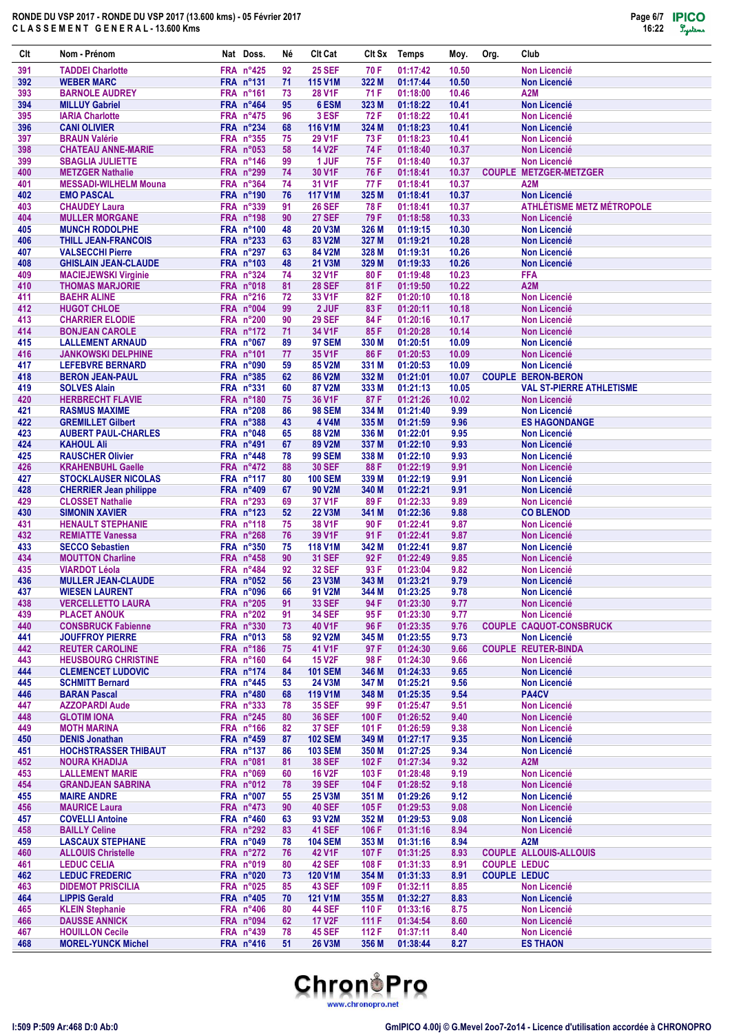# RONDE DU VSP 2017 - RONDE DU VSP 2017 (13.600 kms) - 05 Février 2017

**C L A S S E M E N T   G E N E R A L - 13.600 Kms**

| Clt | Nom - Prénom | Nat | Doss. | Né | Clt Cat | Clt Sx | Temps | Moy. | Org. | Club |
|---|---|---|---|---|---|---|---|---|---|---|
| 391 | TADDEI Charlotte | FRA | n°425 | 92 | 25 SEF | 70 F | 01:17:42 | 10.50 | | Non Licencié |
| 392 | WEBER MARC | FRA | n°131 | 71 | 115 V1M | 322 M | 01:17:44 | 10.50 | | Non Licencié |
| 393 | BARNOLE AUDREY | FRA | n°161 | 73 | 28 V1F | 71 F | 01:18:00 | 10.46 | | A2M |
| 394 | MILLUY Gabriel | FRA | n°464 | 95 | 6 ESM | 323 M | 01:18:22 | 10.41 | | Non Licencié |
| 395 | IARIA Charlotte | FRA | n°475 | 96 | 3 ESF | 72 F | 01:18:22 | 10.41 | | Non Licencié |
| 396 | CANI OLIVIER | FRA | n°234 | 68 | 116 V1M | 324 M | 01:18:23 | 10.41 | | Non Licencié |
| 397 | BRAUN Valérie | FRA | n°355 | 75 | 29 V1F | 73 F | 01:18:23 | 10.41 | | Non Licencié |
| 398 | CHATEAU ANNE-MARIE | FRA | n°053 | 58 | 14 V2F | 74 F | 01:18:40 | 10.37 | | Non Licencié |
| 399 | SBAGLIA JULIETTE | FRA | n°146 | 99 | 1 JUF | 75 F | 01:18:40 | 10.37 | | Non Licencié |
| 400 | METZGER Nathalie | FRA | n°299 | 74 | 30 V1F | 76 F | 01:18:41 | 10.37 | COUPLE | METZGER-METZGER |
| 401 | MESSADI-WILHELM Mouna | FRA | n°364 | 74 | 31 V1F | 77 F | 01:18:41 | 10.37 | | A2M |
| 402 | EMO PASCAL | FRA | n°190 | 76 | 117 V1M | 325 M | 01:18:41 | 10.37 | | Non Licencié |
| 403 | CHAUDEY Laura | FRA | n°339 | 91 | 26 SEF | 78 F | 01:18:41 | 10.37 | | ATHLÉTISME METZ MÉTROPOLE |
| 404 | MULLER MORGANE | FRA | n°198 | 90 | 27 SEF | 79 F | 01:18:58 | 10.33 | | Non Licencié |
| 405 | MUNCH RODOLPHE | FRA | n°100 | 48 | 20 V3M | 326 M | 01:19:15 | 10.30 | | Non Licencié |
| 406 | THILL JEAN-FRANCOIS | FRA | n°233 | 63 | 83 V2M | 327 M | 01:19:21 | 10.28 | | Non Licencié |
| 407 | VALSECCHI Pierre | FRA | n°297 | 63 | 84 V2M | 328 M | 01:19:31 | 10.26 | | Non Licencié |
| 408 | GHISLAIN JEAN-CLAUDE | FRA | n°103 | 48 | 21 V3M | 329 M | 01:19:33 | 10.26 | | Non Licencié |
| 409 | MACIEJEWSKI Virginie | FRA | n°324 | 74 | 32 V1F | 80 F | 01:19:48 | 10.23 | | FFA |
| 410 | THOMAS MARJORIE | FRA | n°018 | 81 | 28 SEF | 81 F | 01:19:50 | 10.22 | | A2M |
| 411 | BAEHR ALINE | FRA | n°216 | 72 | 33 V1F | 82 F | 01:20:10 | 10.18 | | Non Licencié |
| 412 | HUGOT CHLOE | FRA | n°004 | 99 | 2 JUF | 83 F | 01:20:11 | 10.18 | | Non Licencié |
| 413 | CHARRIER ELODIE | FRA | n°200 | 90 | 29 SEF | 84 F | 01:20:16 | 10.17 | | Non Licencié |
| 414 | BONJEAN CAROLE | FRA | n°172 | 71 | 34 V1F | 85 F | 01:20:28 | 10.14 | | Non Licencié |
| 415 | LALLEMENT ARNAUD | FRA | n°067 | 89 | 97 SEM | 330 M | 01:20:51 | 10.09 | | Non Licencié |
| 416 | JANKOWSKI DELPHINE | FRA | n°101 | 77 | 35 V1F | 86 F | 01:20:53 | 10.09 | | Non Licencié |
| 417 | LEFEBVRE BERNARD | FRA | n°090 | 59 | 85 V2M | 331 M | 01:20:53 | 10.09 | | Non Licencié |
| 418 | BERON JEAN-PAUL | FRA | n°385 | 62 | 86 V2M | 332 M | 01:21:01 | 10.07 | COUPLE | BERON-BERON |
| 419 | SOLVES Alain | FRA | n°331 | 60 | 87 V2M | 333 M | 01:21:13 | 10.05 | | VAL ST-PIERRE ATHLETISME |
| 420 | HERBRECHT FLAVIE | FRA | n°180 | 75 | 36 V1F | 87 F | 01:21:26 | 10.02 | | Non Licencié |
| 421 | RASMUS MAXIME | FRA | n°208 | 86 | 98 SEM | 334 M | 01:21:40 | 9.99 | | Non Licencié |
| 422 | GREMILLET Gilbert | FRA | n°388 | 43 | 4 V4M | 335 M | 01:21:59 | 9.96 | | ES HAGONDANGE |
| 423 | AUBERT PAUL-CHARLES | FRA | n°048 | 65 | 88 V2M | 336 M | 01:22:01 | 9.95 | | Non Licencié |
| 424 | KAHOUL Ali | FRA | n°491 | 67 | 89 V2M | 337 M | 01:22:10 | 9.93 | | Non Licencié |
| 425 | RAUSCHER Olivier | FRA | n°448 | 78 | 99 SEM | 338 M | 01:22:10 | 9.93 | | Non Licencié |
| 426 | KRAHENBUHL Gaelle | FRA | n°472 | 88 | 30 SEF | 88 F | 01:22:19 | 9.91 | | Non Licencié |
| 427 | STOCKLAUSER NICOLAS | FRA | n°117 | 80 | 100 SEM | 339 M | 01:22:19 | 9.91 | | Non Licencié |
| 428 | CHERRIER Jean philippe | FRA | n°409 | 67 | 90 V2M | 340 M | 01:22:21 | 9.91 | | Non Licencié |
| 429 | CLOSSET Nathalie | FRA | n°293 | 69 | 37 V1F | 89 F | 01:22:33 | 9.89 | | Non Licencié |
| 430 | SIMONIN XAVIER | FRA | n°123 | 52 | 22 V3M | 341 M | 01:22:36 | 9.88 | | CO BLENOD |
| 431 | HENAULT STEPHANIE | FRA | n°118 | 75 | 38 V1F | 90 F | 01:22:41 | 9.87 | | Non Licencié |
| 432 | REMIATTE Vanessa | FRA | n°268 | 76 | 39 V1F | 91 F | 01:22:41 | 9.87 | | Non Licencié |
| 433 | SECCO Sebastien | FRA | n°350 | 75 | 118 V1M | 342 M | 01:22:41 | 9.87 | | Non Licencié |
| 434 | MOUTTON Charline | FRA | n°458 | 90 | 31 SEF | 92 F | 01:22:49 | 9.85 | | Non Licencié |
| 435 | VIARDOT Léola | FRA | n°484 | 92 | 32 SEF | 93 F | 01:23:04 | 9.82 | | Non Licencié |
| 436 | MULLER JEAN-CLAUDE | FRA | n°052 | 56 | 23 V3M | 343 M | 01:23:21 | 9.79 | | Non Licencié |
| 437 | WIESEN LAURENT | FRA | n°096 | 66 | 91 V2M | 344 M | 01:23:25 | 9.78 | | Non Licencié |
| 438 | VERCELLETTO LAURA | FRA | n°205 | 91 | 33 SEF | 94 F | 01:23:30 | 9.77 | | Non Licencié |
| 439 | PLACET ANOUK | FRA | n°202 | 91 | 34 SEF | 95 F | 01:23:30 | 9.77 | | Non Licencié |
| 440 | CONSBRUCK Fabienne | FRA | n°330 | 73 | 40 V1F | 96 F | 01:23:35 | 9.76 | COUPLE | CAQUOT-CONSBRUCK |
| 441 | JOUFFROY PIERRE | FRA | n°013 | 58 | 92 V2M | 345 M | 01:23:55 | 9.73 | | Non Licencié |
| 442 | REUTER CAROLINE | FRA | n°186 | 75 | 41 V1F | 97 F | 01:24:30 | 9.66 | COUPLE | REUTER-BINDA |
| 443 | HEUSBOURG CHRISTINE | FRA | n°160 | 64 | 15 V2F | 98 F | 01:24:30 | 9.66 | | Non Licencié |
| 444 | CLEMENCET LUDOVIC | FRA | n°174 | 84 | 101 SEM | 346 M | 01:24:33 | 9.65 | | Non Licencié |
| 445 | SCHMITT Bernard | FRA | n°445 | 53 | 24 V3M | 347 M | 01:25:21 | 9.56 | | Non Licencié |
| 446 | BARAN Pascal | FRA | n°480 | 68 | 119 V1M | 348 M | 01:25:35 | 9.54 | | PA4CV |
| 447 | AZZOPARDI Aude | FRA | n°333 | 78 | 35 SEF | 99 F | 01:25:47 | 9.51 | | Non Licencié |
| 448 | GLOTIM IONA | FRA | n°245 | 80 | 36 SEF | 100 F | 01:26:52 | 9.40 | | Non Licencié |
| 449 | MOTH MARINA | FRA | n°166 | 82 | 37 SEF | 101 F | 01:26:59 | 9.38 | | Non Licencié |
| 450 | DENIS Jonathan | FRA | n°459 | 87 | 102 SEM | 349 M | 01:27:17 | 9.35 | | Non Licencié |
| 451 | HOCHSTRASSER THIBAUT | FRA | n°137 | 86 | 103 SEM | 350 M | 01:27:25 | 9.34 | | Non Licencié |
| 452 | NOURA KHADIJA | FRA | n°081 | 81 | 38 SEF | 102 F | 01:27:34 | 9.32 | | A2M |
| 453 | LALLEMENT MARIE | FRA | n°069 | 60 | 16 V2F | 103 F | 01:28:48 | 9.19 | | Non Licencié |
| 454 | GRANDJEAN SABRINA | FRA | n°012 | 78 | 39 SEF | 104 F | 01:28:52 | 9.18 | | Non Licencié |
| 455 | MAIRE ANDRE | FRA | n°007 | 55 | 25 V3M | 351 M | 01:29:26 | 9.12 | | Non Licencié |
| 456 | MAURICE Laura | FRA | n°473 | 90 | 40 SEF | 105 F | 01:29:53 | 9.08 | | Non Licencié |
| 457 | COVELLI Antoine | FRA | n°460 | 63 | 93 V2M | 352 M | 01:29:53 | 9.08 | | Non Licencié |
| 458 | BAILLY Celine | FRA | n°292 | 83 | 41 SEF | 106 F | 01:31:16 | 8.94 | | Non Licencié |
| 459 | LASCAUX STEPHANE | FRA | n°049 | 78 | 104 SEM | 353 M | 01:31:16 | 8.94 | | A2M |
| 460 | ALLOUIS Christelle | FRA | n°272 | 76 | 42 V1F | 107 F | 01:31:25 | 8.93 | COUPLE | ALLOUIS-ALLOUIS |
| 461 | LEDUC CELIA | FRA | n°019 | 80 | 42 SEF | 108 F | 01:31:33 | 8.91 | COUPLE | LEDUC |
| 462 | LEDUC FREDERIC | FRA | n°020 | 73 | 120 V1M | 354 M | 01:31:33 | 8.91 | COUPLE | LEDUC |
| 463 | DIDEMOT PRISCILIA | FRA | n°025 | 85 | 43 SEF | 109 F | 01:32:11 | 8.85 | | Non Licencié |
| 464 | LIPPIS Gerald | FRA | n°405 | 70 | 121 V1M | 355 M | 01:32:27 | 8.83 | | Non Licencié |
| 465 | KLEIN Stephanie | FRA | n°406 | 80 | 44 SEF | 110 F | 01:33:16 | 8.75 | | Non Licencié |
| 466 | DAUSSE ANNICK | FRA | n°094 | 62 | 17 V2F | 111 F | 01:34:54 | 8.60 | | Non Licencié |
| 467 | HOUILLON Cecile | FRA | n°439 | 78 | 45 SEF | 112 F | 01:37:11 | 8.40 | | Non Licencié |
| 468 | MOREL-YUNCK Michel | FRA | n°416 | 51 | 26 V3M | 356 M | 01:38:44 | 8.27 | | ES THAON |

I:509 P:509 Ar:468 D:0 Ab:0

GmIPICO 4.00j © G.Mevel 2oo7-2o14 - Licence d'utilisation accordée à CHRONOPRO